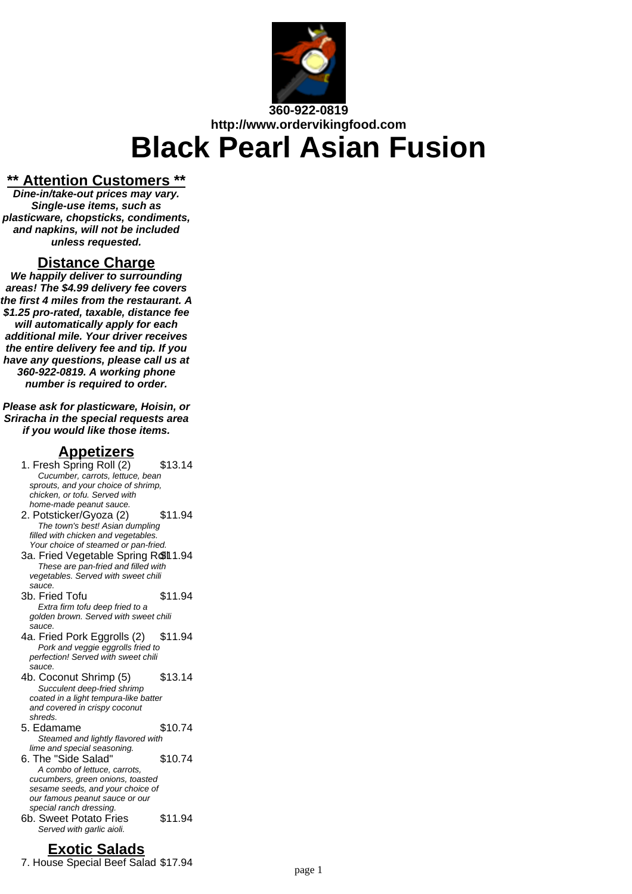360-922-0819
http://www.ordervikingfood.com

# Black Pearl Asian Fusion

## ** Attention Customers **

***Dine-in/take-out prices may vary. Single-use items, such as plasticware, chopsticks, condiments, and napkins, will not be included unless requested.***

## Distance Charge

***We happily deliver to surrounding areas! The $4.99 delivery fee covers the first 4 miles from the restaurant. A $1.25 pro-rated, taxable, distance fee will automatically apply for each additional mile. Your driver receives the entire delivery fee and tip. If you have any questions, please call us at 360-922-0819. A working phone number is required to order.***

***Please ask for plasticware, Hoisin, or Sriracha in the special requests area if you would like those items.***

## Appetizers

1. Fresh Spring Roll (2) $13.14
   *Cucumber, carrots, lettuce, bean sprouts, and your choice of shrimp, chicken, or tofu. Served with home-made peanut sauce.*

2. Potsticker/Gyoza (2) $11.94
   *The town's best! Asian dumpling filled with chicken and vegetables. Your choice of steamed or pan-fried.*

3a. Fried Vegetable Spring Roll $11.94
   *These are pan-fried and filled with vegetables. Served with sweet chili sauce.*

3b. Fried Tofu $11.94
   *Extra firm tofu deep fried to a golden brown. Served with sweet chili sauce.*

4a. Fried Pork Eggrolls (2) $11.94
   *Pork and veggie eggrolls fried to perfection! Served with sweet chili sauce.*

4b. Coconut Shrimp (5) $13.14
   *Succulent deep-fried shrimp coated in a light tempura-like batter and covered in crispy coconut shreds.*

5. Edamame $10.74
   *Steamed and lightly flavored with lime and special seasoning.*

6. The "Side Salad" $10.74
   *A combo of lettuce, carrots, cucumbers, green onions, toasted sesame seeds, and your choice of our famous peanut sauce or our special ranch dressing.*

6b. Sweet Potato Fries $11.94
   *Served with garlic aioli.*

## Exotic Salads

7. House Special Beef Salad $17.94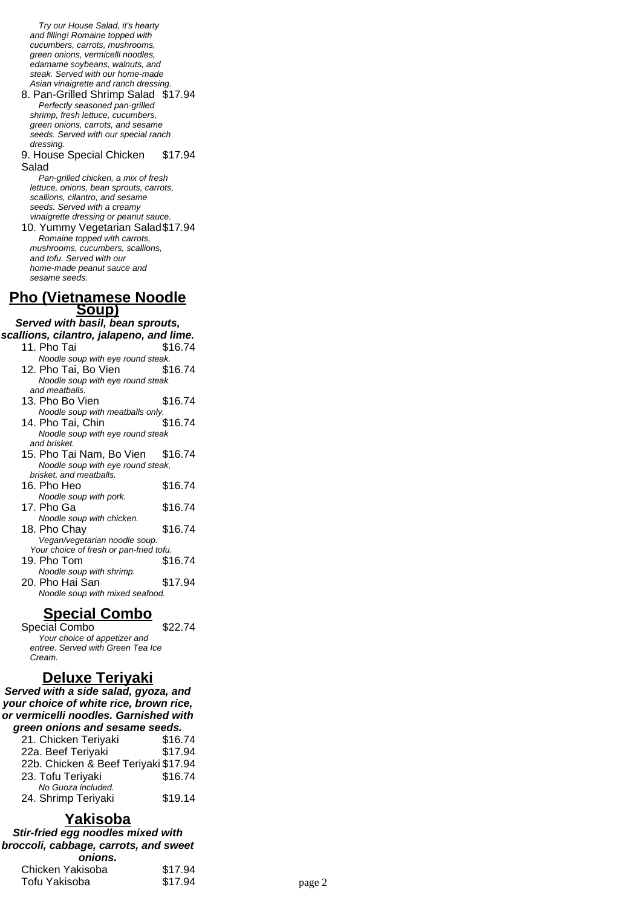*Try our House Salad, it's hearty and filling! Romaine topped with cucumbers, carrots, mushrooms, green onions, vermicelli noodles, edamame soybeans, walnuts, and steak. Served with our home-made Asian vinaigrette and ranch dressing.*

8. Pan-Grilled Shrimp Salad $17.94
   *Perfectly seasoned pan-grilled shrimp, fresh lettuce, cucumbers, green onions, carrots, and sesame seeds. Served with our special ranch dressing.*
9. House Special Chicken Salad $17.94
   *Pan-grilled chicken, a mix of fresh lettuce, onions, bean sprouts, carrots, scallions, cilantro, and sesame seeds. Served with a creamy vinaigrette dressing or peanut sauce.*
10. Yummy Vegetarian Salad $17.94
    *Romaine topped with carrots, mushrooms, cucumbers, scallions, and tofu. Served with our home-made peanut sauce and sesame seeds.*

## Pho (Vietnamese Noodle Soup)

***Served with basil, bean sprouts, scallions, cilantro, jalapeno, and lime.***

11. Pho Tai $16.74
    *Noodle soup with eye round steak.*
12. Pho Tai, Bo Vien $16.74
    *Noodle soup with eye round steak and meatballs.*
13. Pho Bo Vien $16.74
    *Noodle soup with meatballs only.*
14. Pho Tai, Chin $16.74
    *Noodle soup with eye round steak and brisket.*
15. Pho Tai Nam, Bo Vien $16.74
    *Noodle soup with eye round steak, brisket, and meatballs.*
16. Pho Heo $16.74
    *Noodle soup with pork.*
17. Pho Ga $16.74
    *Noodle soup with chicken.*
18. Pho Chay $16.74
    *Vegan/vegetarian noodle soup. Your choice of fresh or pan-fried tofu.*
19. Pho Tom $16.74
    *Noodle soup with shrimp.*
20. Pho Hai San $17.94
    *Noodle soup with mixed seafood.*

## Special Combo

Special Combo $22.74
*Your choice of appetizer and entree. Served with Green Tea Ice Cream.*

## Deluxe Teriyaki

***Served with a side salad, gyoza, and your choice of white rice, brown rice, or vermicelli noodles. Garnished with green onions and sesame seeds.***

21. Chicken Teriyaki $16.74

22a. Beef Teriyaki $17.94

22b. Chicken & Beef Teriyaki $17.94

23. Tofu Teriyaki $16.74
    *No Guoza included.*
24. Shrimp Teriyaki $19.14

## Yakisoba

***Stir-fried egg noodles mixed with broccoli, cabbage, carrots, and sweet onions.***

Chicken Yakisoba $17.94

Tofu Yakisoba $17.94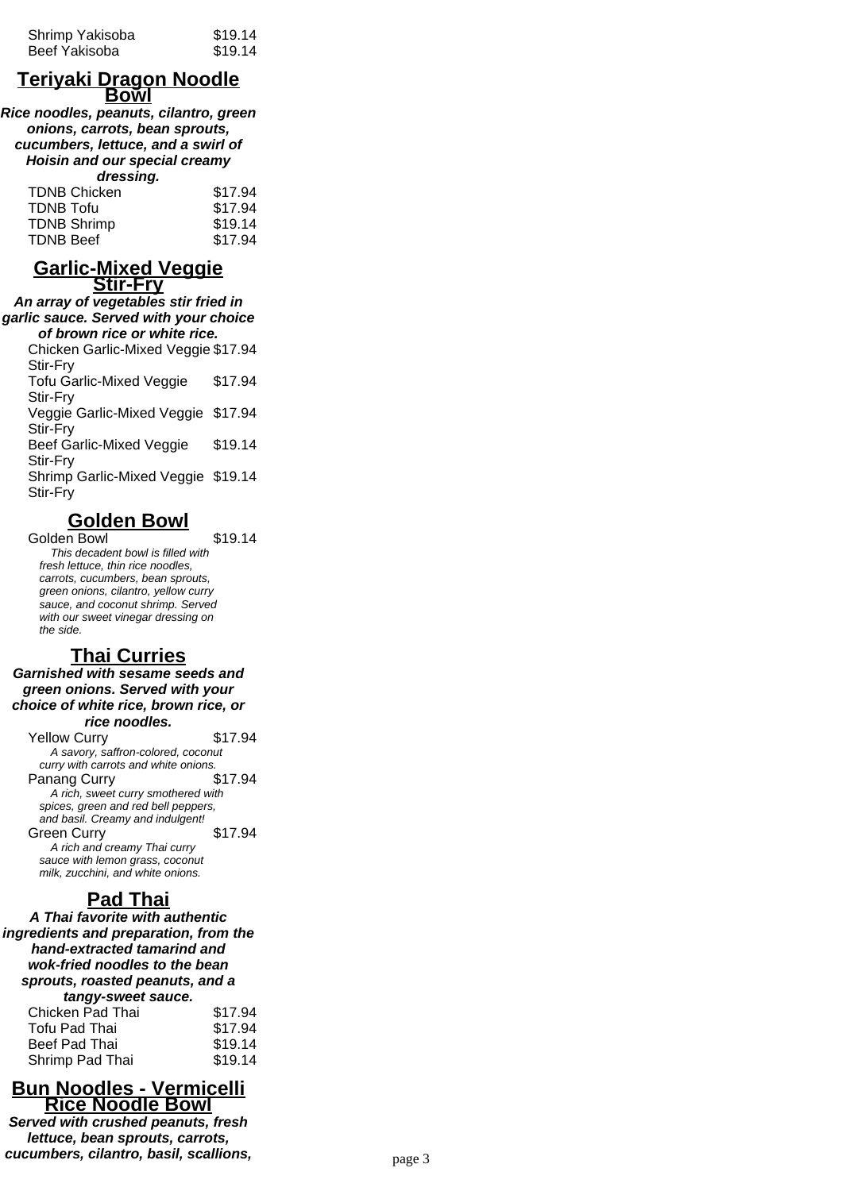| | |
|---|---|
| Shrimp Yakisoba | $19.14 |
| Beef Yakisoba | $19.14 |

## Teriyaki Dragon Noodle Bowl

***Rice noodles, peanuts, cilantro, green onions, carrots, bean sprouts, cucumbers, lettuce, and a swirl of Hoisin and our special creamy dressing.***

| | |
|---|---|
| TDNB Chicken | $17.94 |
| TDNB Tofu | $17.94 |
| TDNB Shrimp | $19.14 |
| TDNB Beef | $17.94 |

## Garlic-Mixed Veggie Stir-Fry

***An array of vegetables stir fried in garlic sauce. Served with your choice of brown rice or white rice.***

| | |
|---|---|
| Chicken Garlic-Mixed Veggie Stir-Fry | $17.94 |
| Tofu Garlic-Mixed Veggie Stir-Fry | $17.94 |
| Veggie Garlic-Mixed Veggie Stir-Fry | $17.94 |
| Beef Garlic-Mixed Veggie Stir-Fry | $19.14 |
| Shrimp Garlic-Mixed Veggie Stir-Fry | $19.14 |

## Golden Bowl

Golden Bowl $19.14

*This decadent bowl is filled with fresh lettuce, thin rice noodles, carrots, cucumbers, bean sprouts, green onions, cilantro, yellow curry sauce, and coconut shrimp. Served with our sweet vinegar dressing on the side.*

## Thai Curries

***Garnished with sesame seeds and green onions. Served with your choice of white rice, brown rice, or rice noodles.***

Yellow Curry $17.94

*A savory, saffron-colored, coconut curry with carrots and white onions.*

Panang Curry $17.94

*A rich, sweet curry smothered with spices, green and red bell peppers, and basil. Creamy and indulgent!*

Green Curry $17.94

*A rich and creamy Thai curry sauce with lemon grass, coconut milk, zucchini, and white onions.*

## Pad Thai

***A Thai favorite with authentic ingredients and preparation, from the hand-extracted tamarind and wok-fried noodles to the bean sprouts, roasted peanuts, and a tangy-sweet sauce.***

| | |
|---|---|
| Chicken Pad Thai | $17.94 |
| Tofu Pad Thai | $17.94 |
| Beef Pad Thai | $19.14 |
| Shrimp Pad Thai | $19.14 |

## Bun Noodles - Vermicelli Rice Noodle Bowl

***Served with crushed peanuts, fresh lettuce, bean sprouts, carrots, cucumbers, cilantro, basil, scallions,***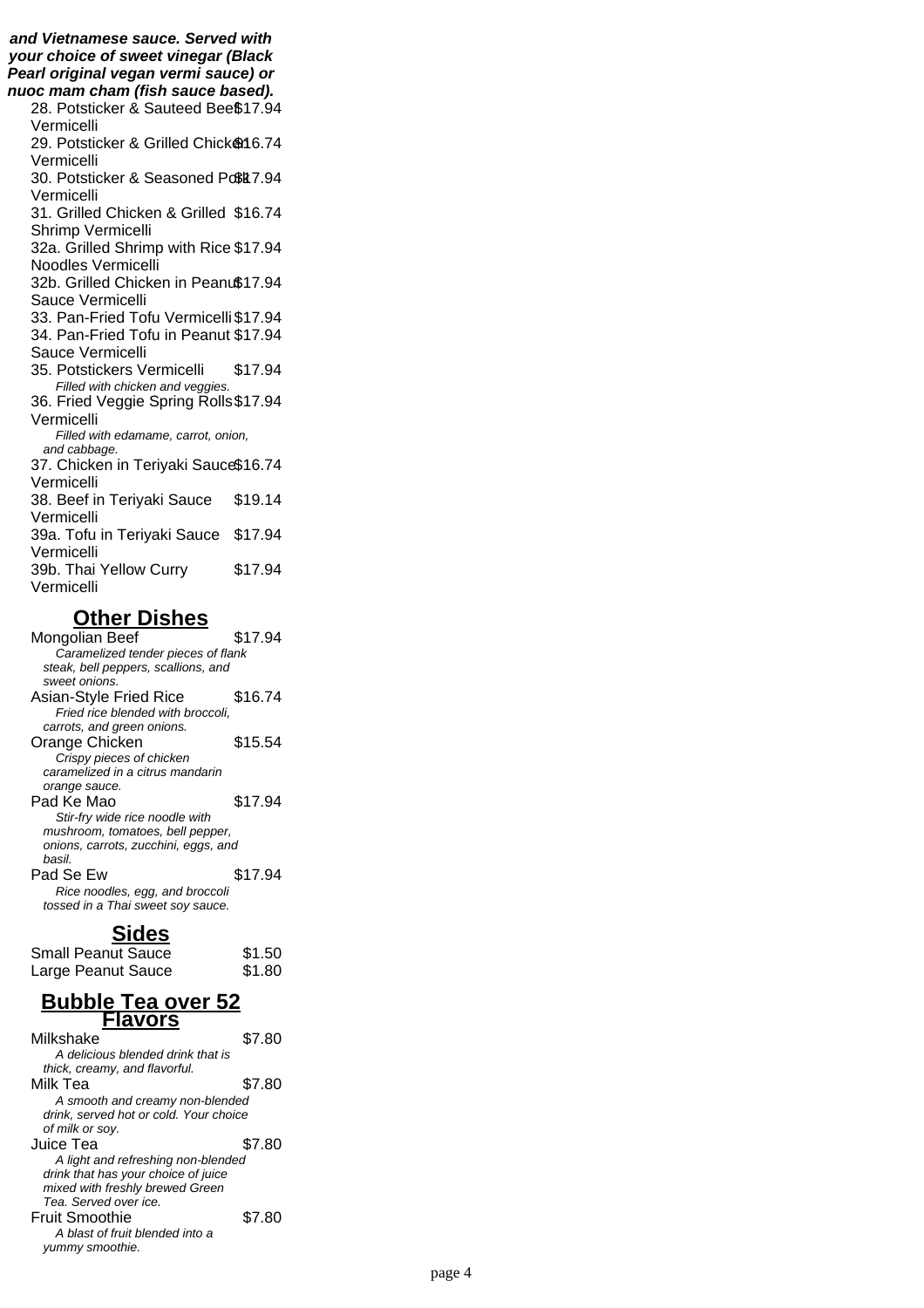***and Vietnamese sauce. Served with your choice of sweet vinegar (Black Pearl original vegan vermi sauce) or nuoc mam cham (fish sauce based).***

| | |
|---|---|
| 28. Potsticker & Sauteed Beef Vermicelli | $17.94 |
| 29. Potsticker & Grilled Chicken Vermicelli | $16.74 |
| 30. Potsticker & Seasoned Pork Vermicelli | $17.94 |
| 31. Grilled Chicken & Grilled Shrimp Vermicelli | $16.74 |
| 32a. Grilled Shrimp with Rice Noodles Vermicelli | $17.94 |
| 32b. Grilled Chicken in Peanut Sauce Vermicelli | $17.94 |
| 33. Pan-Fried Tofu Vermicelli | $17.94 |
| 34. Pan-Fried Tofu in Peanut Sauce Vermicelli | $17.94 |
| 35. Potstickers Vermicelli<br>*Filled with chicken and veggies.* | $17.94 |
| 36. Fried Veggie Spring Rolls Vermicelli<br>*Filled with edamame, carrot, onion, and cabbage.* | $17.94 |
| 37. Chicken in Teriyaki Sauce Vermicelli | $16.74 |
| 38. Beef in Teriyaki Sauce Vermicelli | $19.14 |
| 39a. Tofu in Teriyaki Sauce Vermicelli | $17.94 |
| 39b. Thai Yellow Curry Vermicelli | $17.94 |

## Other Dishes

| | |
|---|---|
| Mongolian Beef<br>*Caramelized tender pieces of flank steak, bell peppers, scallions, and sweet onions.* | $17.94 |
| Asian-Style Fried Rice<br>*Fried rice blended with broccoli, carrots, and green onions.* | $16.74 |
| Orange Chicken<br>*Crispy pieces of chicken caramelized in a citrus mandarin orange sauce.* | $15.54 |
| Pad Ke Mao<br>*Stir-fry wide rice noodle with mushroom, tomatoes, bell pepper, onions, carrots, zucchini, eggs, and basil.* | $17.94 |
| Pad Se Ew<br>*Rice noodles, egg, and broccoli tossed in a Thai sweet soy sauce.* | $17.94 |

## Sides

| | |
|---|---|
| Small Peanut Sauce | $1.50 |
| Large Peanut Sauce | $1.80 |

## Bubble Tea over 52 Flavors

| | |
|---|---|
| Milkshake<br>*A delicious blended drink that is thick, creamy, and flavorful.* | $7.80 |
| Milk Tea<br>*A smooth and creamy non-blended drink, served hot or cold. Your choice of milk or soy.* | $7.80 |
| Juice Tea<br>*A light and refreshing non-blended drink that has your choice of juice mixed with freshly brewed Green Tea. Served over ice.* | $7.80 |
| Fruit Smoothie<br>*A blast of fruit blended into a yummy smoothie.* | $7.80 |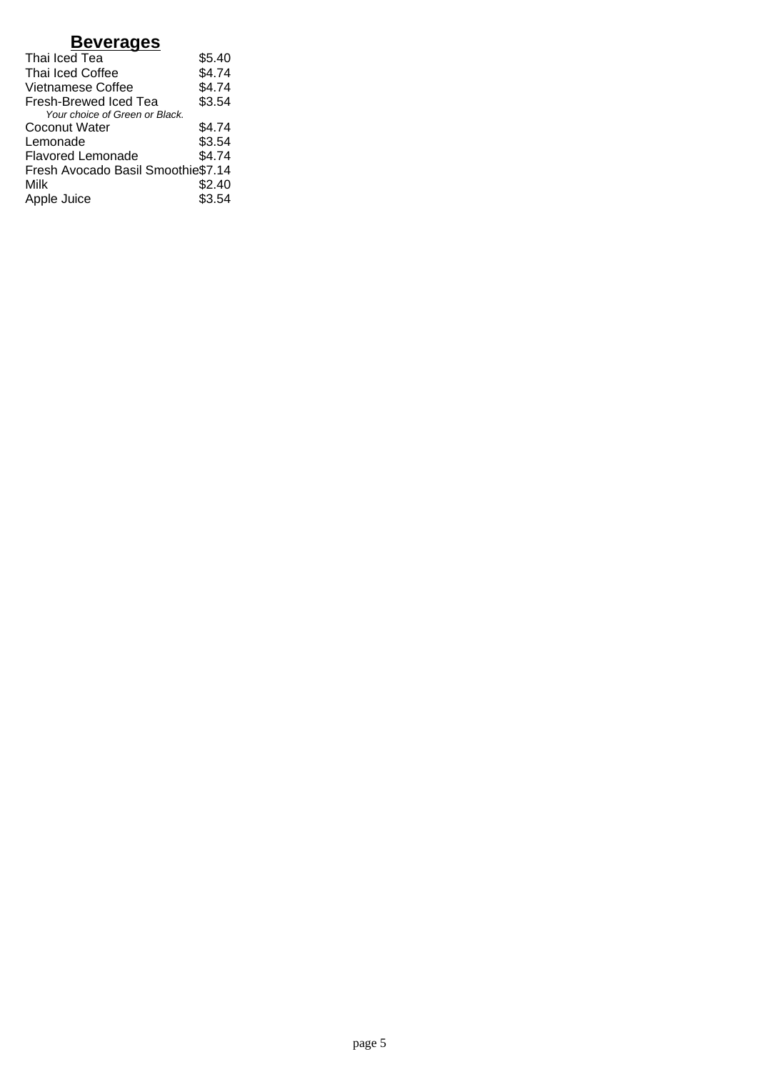## Beverages

| | |
|---|---|
| Thai Iced Tea | $5.40 |
| Thai Iced Coffee | $4.74 |
| Vietnamese Coffee | $4.74 |
| Fresh-Brewed Iced Tea<br>*Your choice of Green or Black.* | $3.54 |
| Coconut Water | $4.74 |
| Lemonade | $3.54 |
| Flavored Lemonade | $4.74 |
| Fresh Avocado Basil Smoothie | $7.14 |
| Milk | $2.40 |
| Apple Juice | $3.54 |